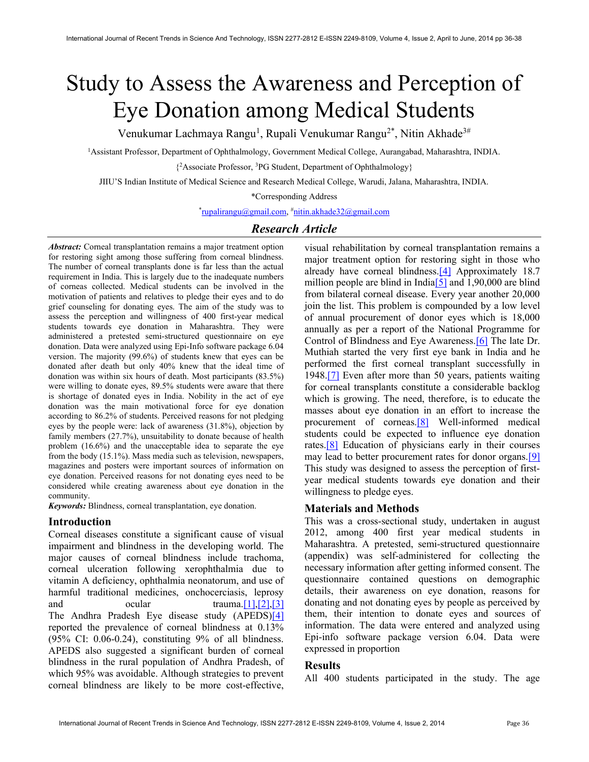# Study to Assess the Awareness and Perception of Eye Donation among Medical Students

Venukumar Lachmaya Rangu[1], Rupali Venukumar Rangu[2*], Nitin Akhade[3#]

[1]Assistant Professor, Department of Ophthalmology, Government Medical College, Aurangabad, Maharashtra, INDIA.

{[2]Associate Professor, [3]PG Student, Department of Ophthalmology}

JIIU'S Indian Institute of Medical Science and Research Medical College, Warudi, Jalana, Maharashtra, INDIA.

*Corresponding Address

*rupalirangu@gmail.com, #nitin.akhade32@gmail.com

## *Research Article*

***Abstract:*** Corneal transplantation remains a major treatment option for restoring sight among those suffering from corneal blindness. The number of corneal transplants done is far less than the actual requirement in India. This is largely due to the inadequate numbers of corneas collected. Medical students can be involved in the motivation of patients and relatives to pledge their eyes and to do grief counseling for donating eyes. The aim of the study was to assess the perception and willingness of 400 first-year medical students towards eye donation in Maharashtra. They were administered a pretested semi-structured questionnaire on eye donation. Data were analyzed using Epi-Info software package 6.04 version. The majority (99.6%) of students knew that eyes can be donated after death but only 40% knew that the ideal time of donation was within six hours of death. Most participants (83.5%) were willing to donate eyes, 89.5% students were aware that there is shortage of donated eyes in India. Nobility in the act of eye donation was the main motivational force for eye donation according to 86.2% of students. Perceived reasons for not pledging eyes by the people were: lack of awareness (31.8%), objection by family members (27.7%), unsuitability to donate because of health problem (16.6%) and the unacceptable idea to separate the eye from the body (15.1%). Mass media such as television, newspapers, magazines and posters were important sources of information on eye donation. Perceived reasons for not donating eyes need to be considered while creating awareness about eye donation in the community.

***Keywords:*** Blindness, corneal transplantation, eye donation.

## Introduction

Corneal diseases constitute a significant cause of visual impairment and blindness in the developing world. The major causes of corneal blindness include trachoma, corneal ulceration following xerophthalmia due to vitamin A deficiency, ophthalmia neonatorum, and use of harmful traditional medicines, onchocerciasis, leprosy and ocular trauma.[1],[2],[3] The Andhra Pradesh Eye disease study (APEDS)[4] reported the prevalence of corneal blindness at 0.13% (95% CI: 0.06-0.24), constituting 9% of all blindness. APEDS also suggested a significant burden of corneal blindness in the rural population of Andhra Pradesh, of which 95% was avoidable. Although strategies to prevent corneal blindness are likely to be more cost-effective, visual rehabilitation by corneal transplantation remains a major treatment option for restoring sight in those who already have corneal blindness.[4] Approximately 18.7 million people are blind in India[5] and 1,90,000 are blind from bilateral corneal disease. Every year another 20,000 join the list. This problem is compounded by a low level of annual procurement of donor eyes which is 18,000 annually as per a report of the National Programme for Control of Blindness and Eye Awareness.[6] The late Dr. Muthiah started the very first eye bank in India and he performed the first corneal transplant successfully in 1948.[7] Even after more than 50 years, patients waiting for corneal transplants constitute a considerable backlog which is growing. The need, therefore, is to educate the masses about eye donation in an effort to increase the procurement of corneas.[8] Well-informed medical students could be expected to influence eye donation rates.[8] Education of physicians early in their courses may lead to better procurement rates for donor organs.[9] This study was designed to assess the perception of first-year medical students towards eye donation and their willingness to pledge eyes.

## Materials and Methods

This was a cross-sectional study, undertaken in august 2012, among 400 first year medical students in Maharashtra. A pretested, semi-structured questionnaire (appendix) was self-administered for collecting the necessary information after getting informed consent. The questionnaire contained questions on demographic details, their awareness on eye donation, reasons for donating and not donating eyes by people as perceived by them, their intention to donate eyes and sources of information. The data were entered and analyzed using Epi-info software package version 6.04. Data were expressed in proportion

## Results

All 400 students participated in the study. The age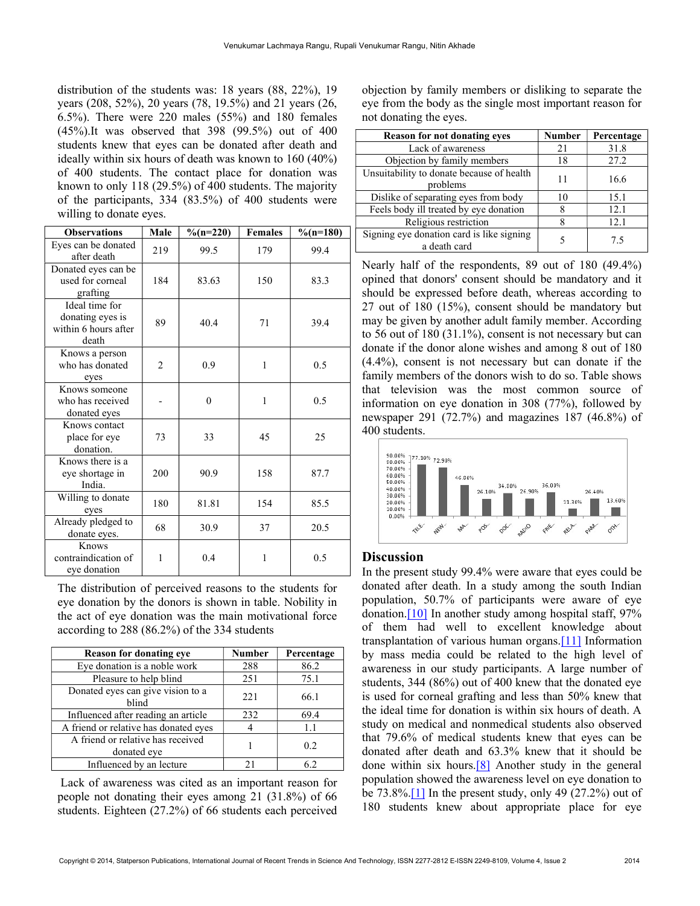distribution of the students was: 18 years (88, 22%), 19 years (208, 52%), 20 years (78, 19.5%) and 21 years (26, 6.5%). There were 220 males (55%) and 180 females (45%).It was observed that 398 (99.5%) out of 400 students knew that eyes can be donated after death and ideally within six hours of death was known to 160 (40%) of 400 students. The contact place for donation was known to only 118 (29.5%) of 400 students. The majority of the participants, 334 (83.5%) of 400 students were willing to donate eyes.

| Observations | Male | %(n=220) | Females | %(n=180) |
|---|---|---|---|---|
| Eyes can be donated after death | 219 | 99.5 | 179 | 99.4 |
| Donated eyes can be used for corneal grafting | 184 | 83.63 | 150 | 83.3 |
| Ideal time for donating eyes is within 6 hours after death | 89 | 40.4 | 71 | 39.4 |
| Knows a person who has donated eyes | 2 | 0.9 | 1 | 0.5 |
| Knows someone who has received donated eyes | - | 0 | 1 | 0.5 |
| Knows contact place for eye donation. | 73 | 33 | 45 | 25 |
| Knows there is a eye shortage in India. | 200 | 90.9 | 158 | 87.7 |
| Willing to donate eyes | 180 | 81.81 | 154 | 85.5 |
| Already pledged to donate eyes. | 68 | 30.9 | 37 | 20.5 |
| Knows contraindication of eye donation | 1 | 0.4 | 1 | 0.5 |

The distribution of perceived reasons to the students for eye donation by the donors is shown in table. Nobility in the act of eye donation was the main motivational force according to 288 (86.2%) of the 334 students

| Reason for donating eye | Number | Percentage |
|---|---|---|
| Eye donation is a noble work | 288 | 86.2 |
| Pleasure to help blind | 251 | 75.1 |
| Donated eyes can give vision to a blind | 221 | 66.1 |
| Influenced after reading an article | 232 | 69.4 |
| A friend or relative has donated eyes | 4 | 1.1 |
| A friend or relative has received donated eye | 1 | 0.2 |
| Influenced by an lecture | 21 | 6.2 |

Lack of awareness was cited as an important reason for people not donating their eyes among 21 (31.8%) of 66 students. Eighteen (27.2%) of 66 students each perceived objection by family members or disliking to separate the eye from the body as the single most important reason for not donating the eyes.

| Reason for not donating eyes | Number | Percentage |
|---|---|---|
| Lack of awareness | 21 | 31.8 |
| Objection by family members | 18 | 27.2 |
| Unsuitability to donate because of health problems | 11 | 16.6 |
| Dislike of separating eyes from body | 10 | 15.1 |
| Feels body ill treated by eye donation | 8 | 12.1 |
| Religious restriction | 8 | 12.1 |
| Signing eye donation card is like signing a death card | 5 | 7.5 |

Nearly half of the respondents, 89 out of 180 (49.4%) opined that donors' consent should be mandatory and it should be expressed before death, whereas according to 27 out of 180 (15%), consent should be mandatory but may be given by another adult family member. According to 56 out of 180 (31.1%), consent is not necessary but can donate if the donor alone wishes and among 8 out of 180 (4.4%), consent is not necessary but can donate if the family members of the donors wish to do so. Table shows that television was the most common source of information on eye donation in 308 (77%), followed by newspaper 291 (72.7%) and magazines 187 (46.8%) of 400 students.

## Discussion

In the present study 99.4% were aware that eyes could be donated after death. In a study among the south Indian population, 50.7% of participants were aware of eye donation.[10] In another study among hospital staff, 97% of them had well to excellent knowledge about transplantation of various human organs.[11] Information by mass media could be related to the high level of awareness in our study participants. A large number of students, 344 (86%) out of 400 knew that the donated eye is used for corneal grafting and less than 50% knew that the ideal time for donation is within six hours of death. A study on medical and nonmedical students also observed that 79.6% of medical students knew that eyes can be donated after death and 63.3% knew that it should be done within six hours.[8] Another study in the general population showed the awareness level on eye donation to be 73.8%.[1] In the present study, only 49 (27.2%) out of 180 students knew about appropriate place for eye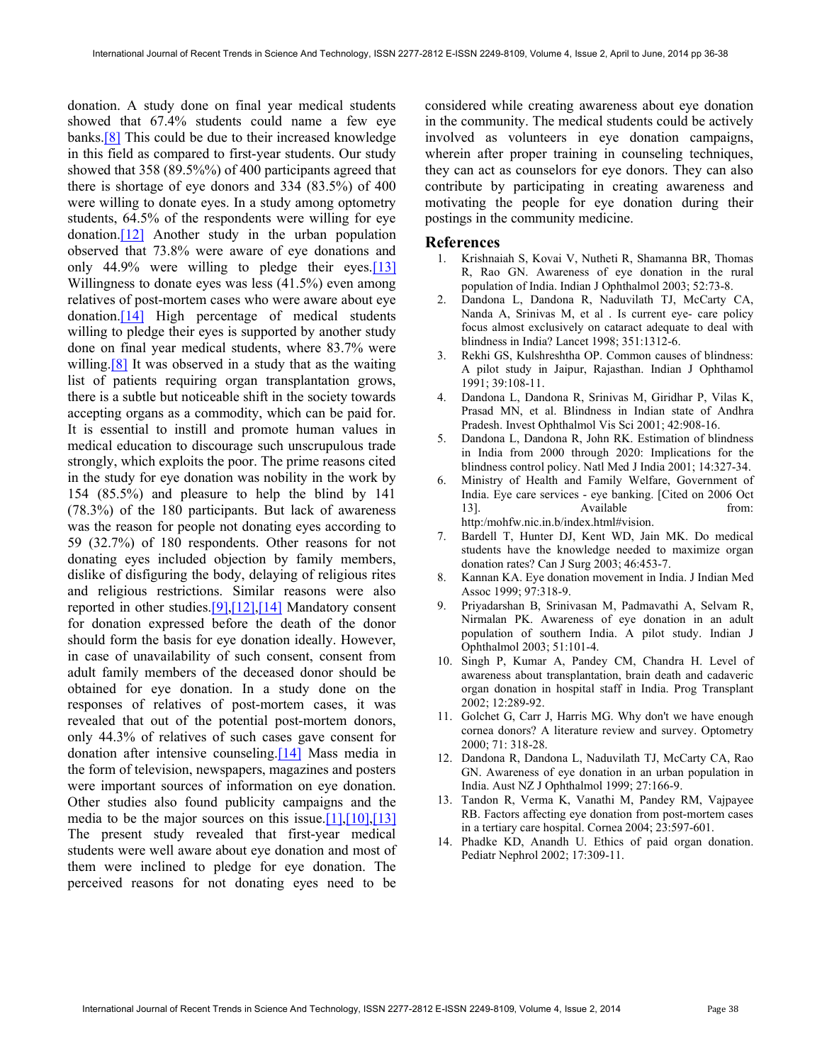donation. A study done on final year medical students showed that 67.4% students could name a few eye banks.[8] This could be due to their increased knowledge in this field as compared to first-year students. Our study showed that 358 (89.5%%) of 400 participants agreed that there is shortage of eye donors and 334 (83.5%) of 400 were willing to donate eyes. In a study among optometry students, 64.5% of the respondents were willing for eye donation.[12] Another study in the urban population observed that 73.8% were aware of eye donations and only 44.9% were willing to pledge their eyes.[13] Willingness to donate eyes was less (41.5%) even among relatives of post-mortem cases who were aware about eye donation.[14] High percentage of medical students willing to pledge their eyes is supported by another study done on final year medical students, where 83.7% were willing.[8] It was observed in a study that as the waiting list of patients requiring organ transplantation grows, there is a subtle but noticeable shift in the society towards accepting organs as a commodity, which can be paid for. It is essential to instill and promote human values in medical education to discourage such unscrupulous trade strongly, which exploits the poor. The prime reasons cited in the study for eye donation was nobility in the work by 154 (85.5%) and pleasure to help the blind by 141 (78.3%) of the 180 participants. But lack of awareness was the reason for people not donating eyes according to 59 (32.7%) of 180 respondents. Other reasons for not donating eyes included objection by family members, dislike of disfiguring the body, delaying of religious rites and religious restrictions. Similar reasons were also reported in other studies.[9],[12],[14] Mandatory consent for donation expressed before the death of the donor should form the basis for eye donation ideally. However, in case of unavailability of such consent, consent from adult family members of the deceased donor should be obtained for eye donation. In a study done on the responses of relatives of post-mortem cases, it was revealed that out of the potential post-mortem donors, only 44.3% of relatives of such cases gave consent for donation after intensive counseling.[14] Mass media in the form of television, newspapers, magazines and posters were important sources of information on eye donation. Other studies also found publicity campaigns and the media to be the major sources on this issue.[1],[10],[13] The present study revealed that first-year medical students were well aware about eye donation and most of them were inclined to pledge for eye donation. The perceived reasons for not donating eyes need to be considered while creating awareness about eye donation in the community. The medical students could be actively involved as volunteers in eye donation campaigns, wherein after proper training in counseling techniques, they can act as counselors for eye donors. They can also contribute by participating in creating awareness and motivating the people for eye donation during their postings in the community medicine.

## References

1. Krishnaiah S, Kovai V, Nutheti R, Shamanna BR, Thomas R, Rao GN. Awareness of eye donation in the rural population of India. Indian J Ophthalmol 2003; 52:73-8.
2. Dandona L, Dandona R, Naduvilath TJ, McCarty CA, Nanda A, Srinivas M, et al . Is current eye- care policy focus almost exclusively on cataract adequate to deal with blindness in India? Lancet 1998; 351:1312-6.
3. Rekhi GS, Kulshreshtha OP. Common causes of blindness: A pilot study in Jaipur, Rajasthan. Indian J Ophthamol 1991; 39:108-11.
4. Dandona L, Dandona R, Srinivas M, Giridhar P, Vilas K, Prasad MN, et al. Blindness in Indian state of Andhra Pradesh. Invest Ophthalmol Vis Sci 2001; 42:908-16.
5. Dandona L, Dandona R, John RK. Estimation of blindness in India from 2000 through 2020: Implications for the blindness control policy. Natl Med J India 2001; 14:327-34.
6. Ministry of Health and Family Welfare, Government of India. Eye care services - eye banking. [Cited on 2006 Oct 13]. Available from: http:/mohfw.nic.in.b/index.html#vision.
7. Bardell T, Hunter DJ, Kent WD, Jain MK. Do medical students have the knowledge needed to maximize organ donation rates? Can J Surg 2003; 46:453-7.
8. Kannan KA. Eye donation movement in India. J Indian Med Assoc 1999; 97:318-9.
9. Priyadarshan B, Srinivasan M, Padmavathi A, Selvam R, Nirmalan PK. Awareness of eye donation in an adult population of southern India. A pilot study. Indian J Ophthalmol 2003; 51:101-4.
10. Singh P, Kumar A, Pandey CM, Chandra H. Level of awareness about transplantation, brain death and cadaveric organ donation in hospital staff in India. Prog Transplant 2002; 12:289-92.
11. Golchet G, Carr J, Harris MG. Why don't we have enough cornea donors? A literature review and survey. Optometry 2000; 71: 318-28.
12. Dandona R, Dandona L, Naduvilath TJ, McCarty CA, Rao GN. Awareness of eye donation in an urban population in India. Aust NZ J Ophthalmol 1999; 27:166-9.
13. Tandon R, Verma K, Vanathi M, Pandey RM, Vajpayee RB. Factors affecting eye donation from post-mortem cases in a tertiary care hospital. Cornea 2004; 23:597-601.
14. Phadke KD, Anandh U. Ethics of paid organ donation. Pediatr Nephrol 2002; 17:309-11.